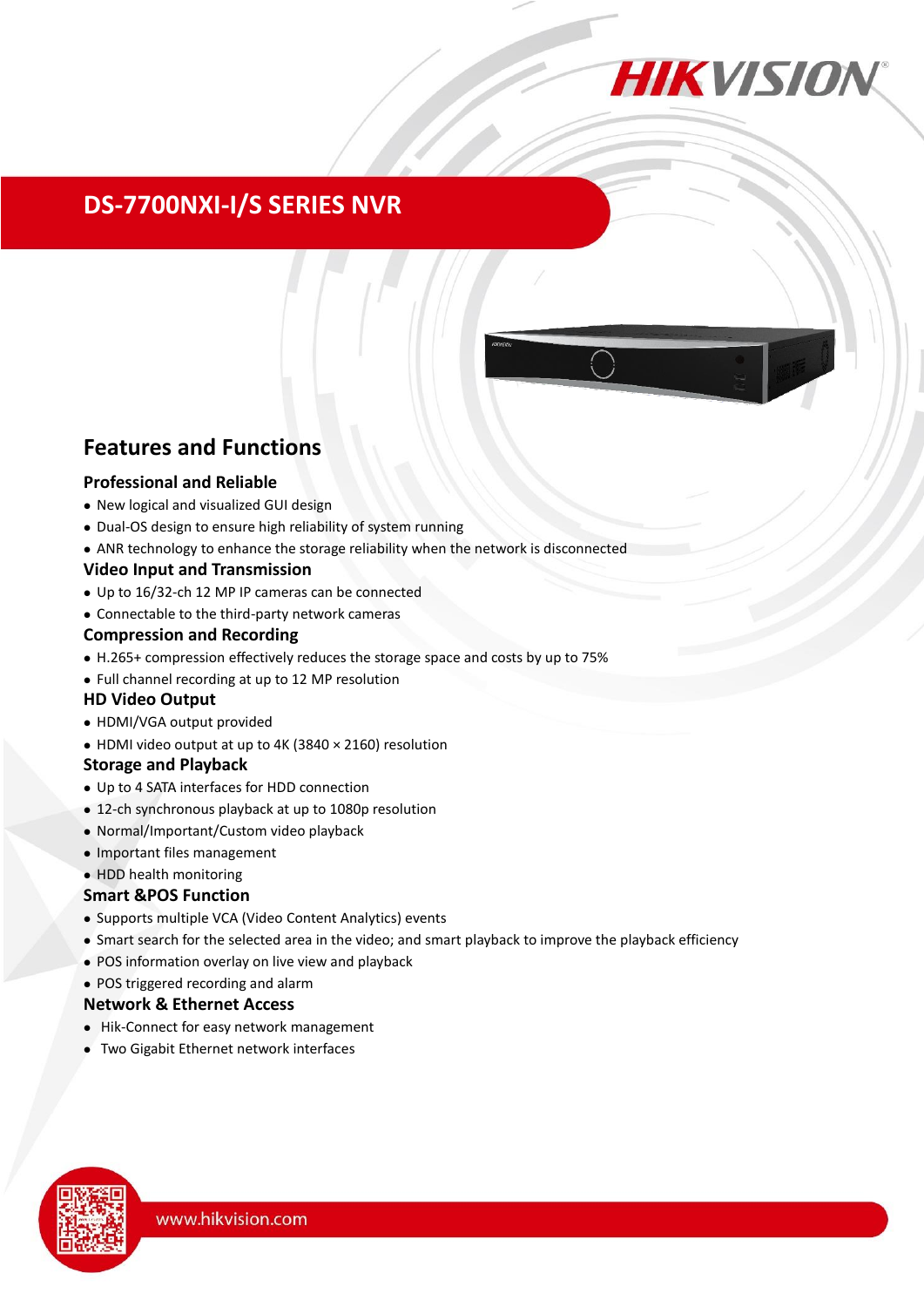# DS-7700NXI-I/S SERIES NVR

## Features and Functions

### Professional and Reliable

- New logical and visualized GUI design
- Dual-OS design to ensure high reliability of system running
- ANR technology to enhance the storage reliability when the network is disconnected

### Video Input and Transmission

- Up to 16/32-ch 12 MP IP cameras can be connected
- Connectable to the third-party network cameras

### Compression and Recording

- H.265+ compression effectively reduces the storage space and costs by up to 75%
- Full channel recording at up to 12 MP resolution

### HD Video Output

- HDMI/VGA output provided
- HDMI video output at up to 4K (3840 × 2160) resolution

### Storage and Playback

- Up to 4 SATA interfaces for HDD connection
- 12-ch synchronous playback at up to 1080p resolution
- Normal/Important/Custom video playback
- Important files management
- HDD health monitoring

### Smart &POS Function

- Supports multiple VCA (Video Content Analytics) events
- Smart search for the selected area in the video; and smart playback to improve the playback efficiency
- POS information overlay on live view and playback
- POS triggered recording and alarm

### Network & Ethernet Access

- Hik-Connect for easy network management
- Two Gigabit Ethernet network interfaces

www.hikvision.com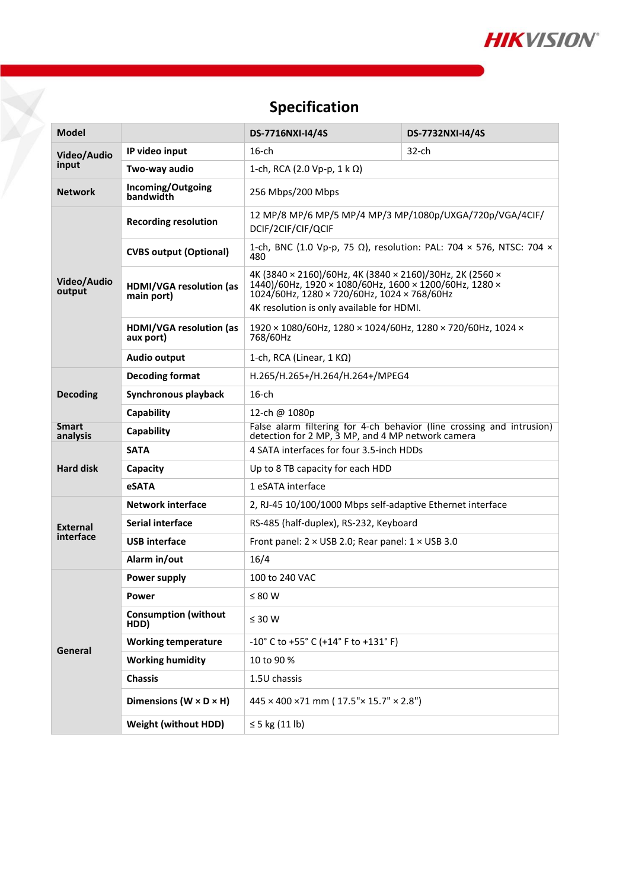# Specification

| Model | | DS-7716NXI-I4/4S | DS-7732NXI-I4/4S |
|---|---|---|---|
| Video/Audio input | IP video input | 16-ch | 32-ch |
| | Two-way audio | 1-ch, RCA (2.0 Vp-p, 1 k Ω) | |
| Network | Incoming/Outgoing bandwidth | 256 Mbps/200 Mbps | |
| Video/Audio output | Recording resolution | 12 MP/8 MP/6 MP/5 MP/4 MP/3 MP/1080p/UXGA/720p/VGA/4CIF/DCIF/2CIF/CIF/QCIF | |
| | CVBS output (Optional) | 1-ch, BNC (1.0 Vp-p, 75 Ω), resolution: PAL: 704 × 576, NTSC: 704 × 480 | |
| | HDMI/VGA resolution (as main port) | 4K (3840 × 2160)/60Hz, 4K (3840 × 2160)/30Hz, 2K (2560 × 1440)/60Hz, 1920 × 1080/60Hz, 1600 × 1200/60Hz, 1280 × 1024/60Hz, 1280 × 720/60Hz, 1024 × 768/60Hz<br>4K resolution is only available for HDMI. | |
| | HDMI/VGA resolution (as aux port) | 1920 × 1080/60Hz, 1280 × 1024/60Hz, 1280 × 720/60Hz, 1024 × 768/60Hz | |
| | Audio output | 1-ch, RCA (Linear, 1 KΩ) | |
| Decoding | Decoding format | H.265/H.265+/H.264/H.264+/MPEG4 | |
| | Synchronous playback | 16-ch | |
| | Capability | 12-ch @ 1080p | |
| Smart analysis | Capability | False alarm filtering for 4-ch behavior (line crossing and intrusion) detection for 2 MP, 3 MP, and 4 MP network camera | |
| Hard disk | SATA | 4 SATA interfaces for four 3.5-inch HDDs | |
| | Capacity | Up to 8 TB capacity for each HDD | |
| | eSATA | 1 eSATA interface | |
| External interface | Network interface | 2, RJ-45 10/100/1000 Mbps self-adaptive Ethernet interface | |
| | Serial interface | RS-485 (half-duplex), RS-232, Keyboard | |
| | USB interface | Front panel: 2 × USB 2.0; Rear panel: 1 × USB 3.0 | |
| | Alarm in/out | 16/4 | |
| General | Power supply | 100 to 240 VAC | |
| | Power | ≤ 80 W | |
| | Consumption (without HDD) | ≤ 30 W | |
| | Working temperature | -10° C to +55° C (+14° F to +131° F) | |
| | Working humidity | 10 to 90 % | |
| | Chassis | 1.5U chassis | |
| | Dimensions (W × D × H) | 445 × 400 ×71 mm ( 17.5"× 15.7" × 2.8") | |
| | Weight (without HDD) | ≤ 5 kg (11 lb) | |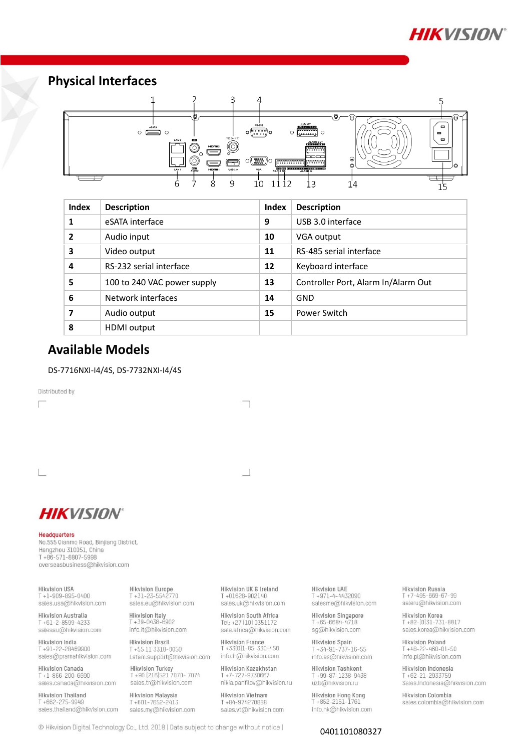## Physical Interfaces

1 2 3 4 5

6 7 8 9 10 11 12 13 14 15

| Index | Description | Index | Description |
|---|---|---|---|
| 1 | eSATA interface | 9 | USB 3.0 interface |
| 2 | Audio input | 10 | VGA output |
| 3 | Video output | 11 | RS-485 serial interface |
| 4 | RS-232 serial interface | 12 | Keyboard interface |
| 5 | 100 to 240 VAC power supply | 13 | Controller Port, Alarm In/Alarm Out |
| 6 | Network interfaces | 14 | GND |
| 7 | Audio output | 15 | Power Switch |
| 8 | HDMI output | | |

## Available Models

DS-7716NXI-I4/4S, DS-7732NXI-I4/4S

Distributed by

**Headquarters**
No.555 Qianmo Road, Binjiang District,
Hangzhou 310051, China
T +86-571-8807-5998
overseasbusiness@hikvision.com

Hikvision USA
T +1-909-895-0400
sales.usa@hikvision.com

Hikvision Europe
T +31-23-5542770
sales.eu@hikvision.com

Hikvision UK & Ireland
T +01628-902140
sales.uk@hikvision.com

Hikvision UAE
T +971-4-4432090
salesme@hikvision.com

Hikvision Russia
T +7-495-669-67-99
saleru@hikvision.com

Hikvision Australia
T +61-2-8599-4233
salesau@hikvision.com

Hikvision Italy
T +39-0438-6902
info.it@hikvision.com

Hikvision South Africa
Tel: +27 (10) 0351172
sale.africa@hikvision.com

Hikvision Singapore
T +65-6684-4718
sg@hikvision.com

Hikvision Korea
T +82-(0)31-731-8817
sales.korea@hikvision.com

Hikvision India
T +91-22-28469900
sales@pramahikvision.com

Hikvision Brazil
T +55 11 3318-0050
Latam.support@hikvision.com

Hikvision France
T +33(0)1-85-330-450
info.fr@hikvision.com

Hikvision Spain
T +34-91-737-16-55
info.es@hikvision.com

Hikvision Poland
T +48-22-460-01-50
info.pl@hikvision.com

Hikvision Canada
T +1-866-200-6690
sales.canada@hikvision.com

Hikvision Turkey
T +90 (216)521 7070- 7074
sales.tr@hikvision.com

Hikvision Kazakhstan
T +7-727-9730667
nikia.panfilov@hikvision.ru

Hikvision Tashkent
T +99-87-1238-9438
uzb@hikvision.ru

Hikvision Indonesia
T +62-21-2933759
Sales.Indonesia@hikvision.com

Hikvision Thailand
T +662-275-9949
sales.thailand@hikvision.com

Hikvision Malaysia
T +601-7652-2413
sales.my@hikvision.com

Hikvision Vietnam
T +84-974270888
sales.vt@hikvision.com

Hikvision Hong Kong
T +852-2151-1761
info.hk@hikvision.com

Hikvision Colombia
sales.colombia@hikvision.com

© Hikvision Digital Technology Co., Ltd. 2018 | Data subject to change without notice |

0401101080327